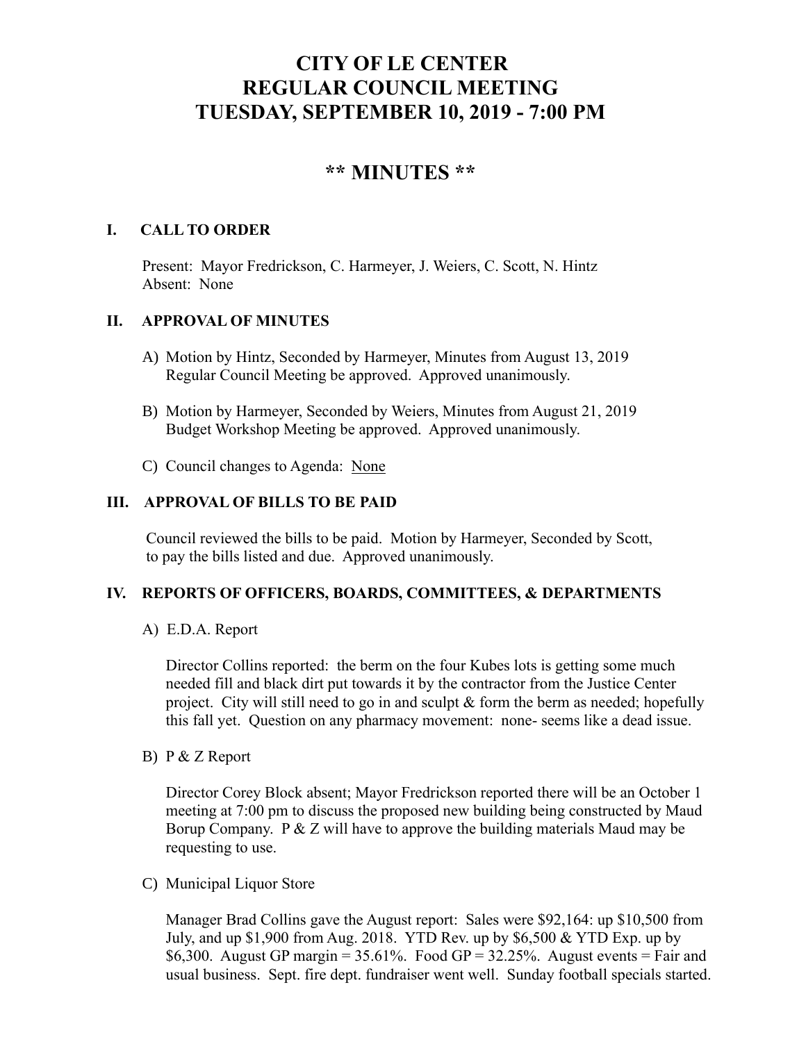# CITY OF LE CENTER
# REGULAR COUNCIL MEETING
# TUESDAY, SEPTEMBER 10, 2019 - 7:00 PM

## ** MINUTES **

### I. CALL TO ORDER

Present: Mayor Fredrickson, C. Harmeyer, J. Weiers, C. Scott, N. Hintz
Absent: None

### II. APPROVAL OF MINUTES

A) Motion by Hintz, Seconded by Harmeyer, Minutes from August 13, 2019 Regular Council Meeting be approved. Approved unanimously.

B) Motion by Harmeyer, Seconded by Weiers, Minutes from August 21, 2019 Budget Workshop Meeting be approved. Approved unanimously.

C) Council changes to Agenda: None

### III. APPROVAL OF BILLS TO BE PAID

Council reviewed the bills to be paid. Motion by Harmeyer, Seconded by Scott, to pay the bills listed and due. Approved unanimously.

### IV. REPORTS OF OFFICERS, BOARDS, COMMITTEES, & DEPARTMENTS

A) E.D.A. Report

Director Collins reported: the berm on the four Kubes lots is getting some much needed fill and black dirt put towards it by the contractor from the Justice Center project. City will still need to go in and sculpt & form the berm as needed; hopefully this fall yet. Question on any pharmacy movement: none- seems like a dead issue.

B) P & Z Report

Director Corey Block absent; Mayor Fredrickson reported there will be an October 1 meeting at 7:00 pm to discuss the proposed new building being constructed by Maud Borup Company. P & Z will have to approve the building materials Maud may be requesting to use.

C) Municipal Liquor Store

Manager Brad Collins gave the August report: Sales were $92,164: up $10,500 from July, and up $1,900 from Aug. 2018. YTD Rev. up by $6,500 & YTD Exp. up by $6,300. August GP margin = 35.61%. Food GP = 32.25%. August events = Fair and usual business. Sept. fire dept. fundraiser went well. Sunday football specials started.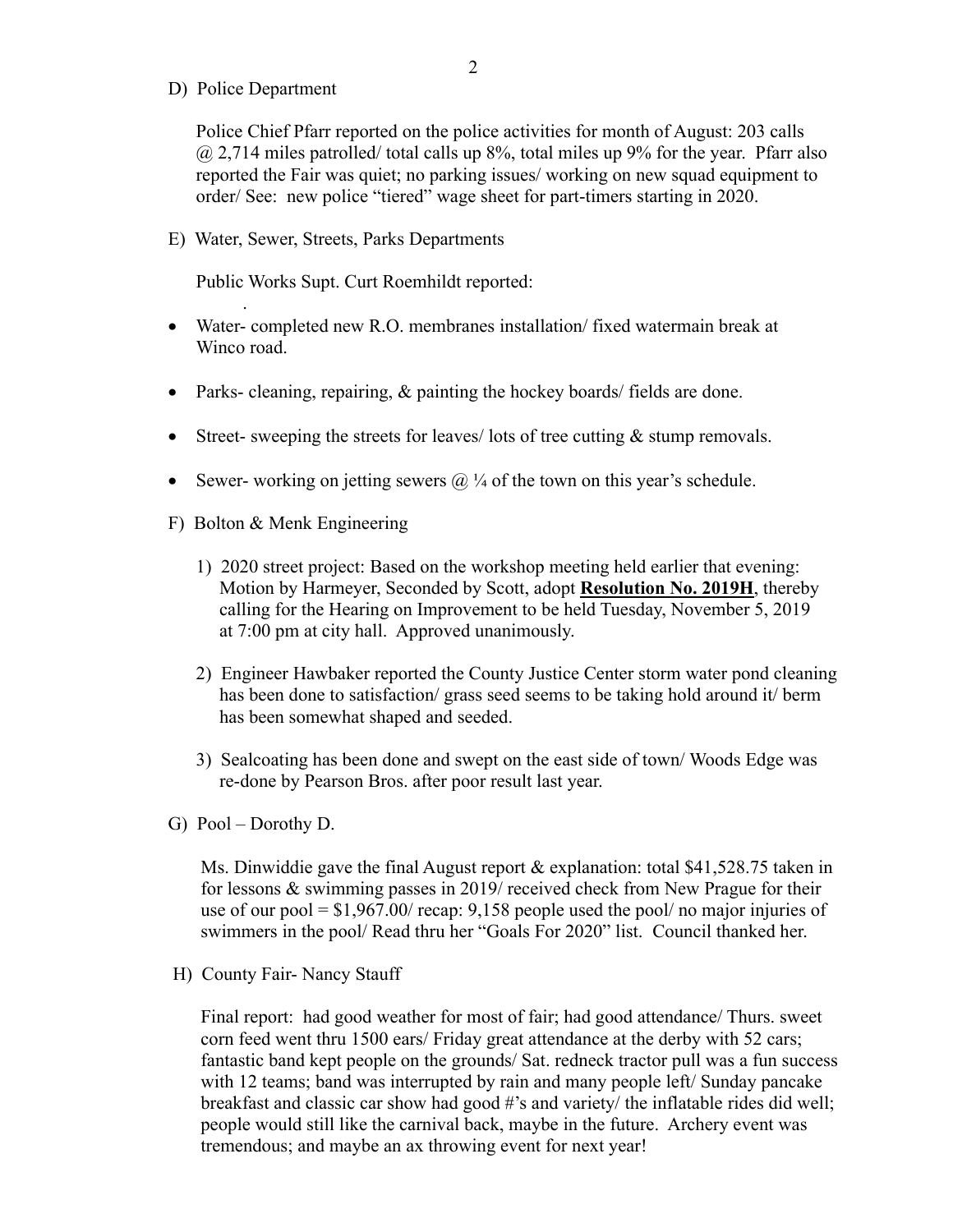D) Police Department

Police Chief Pfarr reported on the police activities for month of August: 203 calls @ 2,714 miles patrolled/ total calls up 8%, total miles up 9% for the year. Pfarr also reported the Fair was quiet; no parking issues/ working on new squad equipment to order/ See: new police "tiered" wage sheet for part-timers starting in 2020.

E) Water, Sewer, Streets, Parks Departments

Public Works Supt. Curt Roemhildt reported:

- Water- completed new R.O. membranes installation/ fixed watermain break at Winco road.
- Parks- cleaning, repairing, & painting the hockey boards/ fields are done.
- Street- sweeping the streets for leaves/ lots of tree cutting & stump removals.
- Sewer- working on jetting sewers @ ¼ of the town on this year's schedule.

F) Bolton & Menk Engineering

1) 2020 street project: Based on the workshop meeting held earlier that evening: Motion by Harmeyer, Seconded by Scott, adopt **<u>Resolution No. 2019H</u>**, thereby calling for the Hearing on Improvement to be held Tuesday, November 5, 2019 at 7:00 pm at city hall. Approved unanimously.

2) Engineer Hawbaker reported the County Justice Center storm water pond cleaning has been done to satisfaction/ grass seed seems to be taking hold around it/ berm has been somewhat shaped and seeded.

3) Sealcoating has been done and swept on the east side of town/ Woods Edge was re-done by Pearson Bros. after poor result last year.

G) Pool – Dorothy D.

Ms. Dinwiddie gave the final August report & explanation: total $41,528.75 taken in for lessons & swimming passes in 2019/ received check from New Prague for their use of our pool = $1,967.00/ recap: 9,158 people used the pool/ no major injuries of swimmers in the pool/ Read thru her "Goals For 2020" list. Council thanked her.

H) County Fair- Nancy Stauff

Final report: had good weather for most of fair; had good attendance/ Thurs. sweet corn feed went thru 1500 ears/ Friday great attendance at the derby with 52 cars; fantastic band kept people on the grounds/ Sat. redneck tractor pull was a fun success with 12 teams; band was interrupted by rain and many people left/ Sunday pancake breakfast and classic car show had good #'s and variety/ the inflatable rides did well; people would still like the carnival back, maybe in the future. Archery event was tremendous; and maybe an ax throwing event for next year!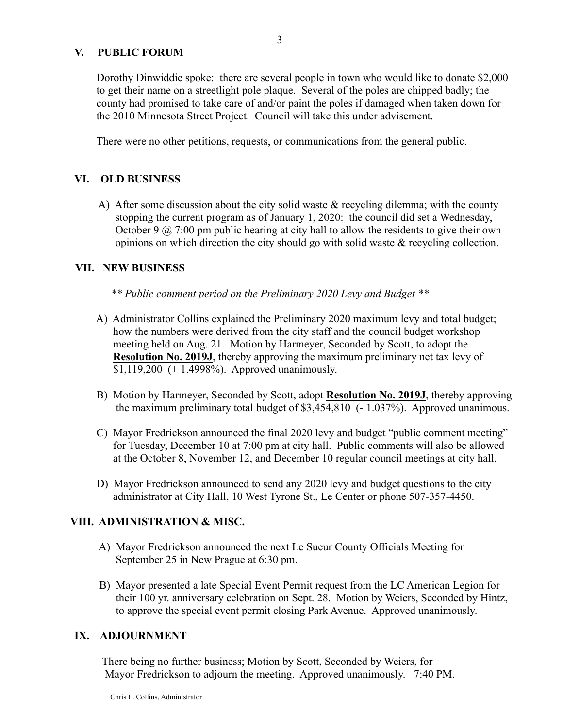## V. PUBLIC FORUM

Dorothy Dinwiddie spoke: there are several people in town who would like to donate $2,000 to get their name on a streetlight pole plaque. Several of the poles are chipped badly; the county had promised to take care of and/or paint the poles if damaged when taken down for the 2010 Minnesota Street Project. Council will take this under advisement.

There were no other petitions, requests, or communications from the general public.

## VI. OLD BUSINESS

A) After some discussion about the city solid waste & recycling dilemma; with the county stopping the current program as of January 1, 2020: the council did set a Wednesday, October 9 @ 7:00 pm public hearing at city hall to allow the residents to give their own opinions on which direction the city should go with solid waste & recycling collection.

## VII. NEW BUSINESS

*\*\* Public comment period on the Preliminary 2020 Levy and Budget \*\**

A) Administrator Collins explained the Preliminary 2020 maximum levy and total budget; how the numbers were derived from the city staff and the council budget workshop meeting held on Aug. 21. Motion by Harmeyer, Seconded by Scott, to adopt the **Resolution No. 2019J**, thereby approving the maximum preliminary net tax levy of $1,119,200 (+ 1.4998%). Approved unanimously.

B) Motion by Harmeyer, Seconded by Scott, adopt **Resolution No. 2019J**, thereby approving the maximum preliminary total budget of $3,454,810 (- 1.037%). Approved unanimous.

C) Mayor Fredrickson announced the final 2020 levy and budget "public comment meeting" for Tuesday, December 10 at 7:00 pm at city hall. Public comments will also be allowed at the October 8, November 12, and December 10 regular council meetings at city hall.

D) Mayor Fredrickson announced to send any 2020 levy and budget questions to the city administrator at City Hall, 10 West Tyrone St., Le Center or phone 507-357-4450.

## VIII. ADMINISTRATION & MISC.

A) Mayor Fredrickson announced the next Le Sueur County Officials Meeting for September 25 in New Prague at 6:30 pm.

B) Mayor presented a late Special Event Permit request from the LC American Legion for their 100 yr. anniversary celebration on Sept. 28. Motion by Weiers, Seconded by Hintz, to approve the special event permit closing Park Avenue. Approved unanimously.

## IX. ADJOURNMENT

There being no further business; Motion by Scott, Seconded by Weiers, for Mayor Fredrickson to adjourn the meeting. Approved unanimously. 7:40 PM.

Chris L. Collins, Administrator